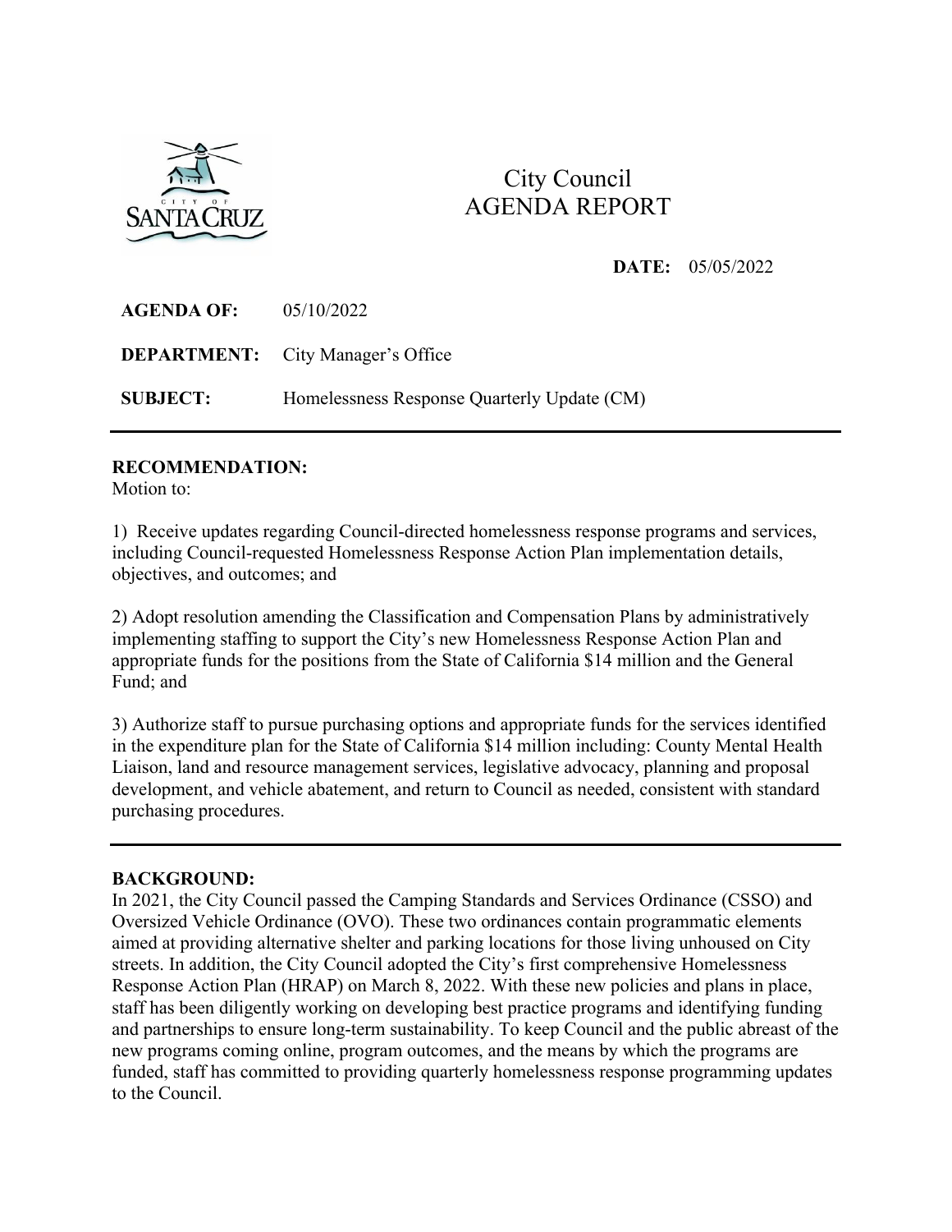City Council
AGENDA REPORT

**DATE:** 05/05/2022

**AGENDA OF:** 05/10/2022

**DEPARTMENT:** City Manager's Office

**SUBJECT:** Homelessness Response Quarterly Update (CM)

---

**RECOMMENDATION:**
Motion to:

1) Receive updates regarding Council-directed homelessness response programs and services, including Council-requested Homelessness Response Action Plan implementation details, objectives, and outcomes; and

2) Adopt resolution amending the Classification and Compensation Plans by administratively implementing staffing to support the City's new Homelessness Response Action Plan and appropriate funds for the positions from the State of California $14 million and the General Fund; and

3) Authorize staff to pursue purchasing options and appropriate funds for the services identified in the expenditure plan for the State of California $14 million including: County Mental Health Liaison, land and resource management services, legislative advocacy, planning and proposal development, and vehicle abatement, and return to Council as needed, consistent with standard purchasing procedures.

---

**BACKGROUND:**
In 2021, the City Council passed the Camping Standards and Services Ordinance (CSSO) and Oversized Vehicle Ordinance (OVO). These two ordinances contain programmatic elements aimed at providing alternative shelter and parking locations for those living unhoused on City streets. In addition, the City Council adopted the City's first comprehensive Homelessness Response Action Plan (HRAP) on March 8, 2022. With these new policies and plans in place, staff has been diligently working on developing best practice programs and identifying funding and partnerships to ensure long-term sustainability. To keep Council and the public abreast of the new programs coming online, program outcomes, and the means by which the programs are funded, staff has committed to providing quarterly homelessness response programming updates to the Council.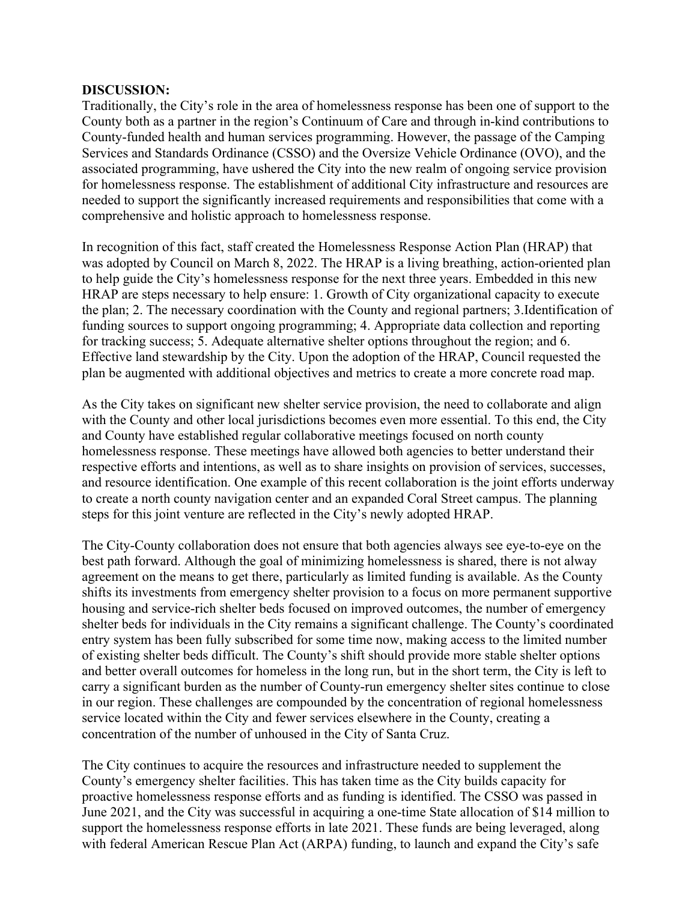**DISCUSSION:**

Traditionally, the City's role in the area of homelessness response has been one of support to the County both as a partner in the region's Continuum of Care and through in-kind contributions to County-funded health and human services programming. However, the passage of the Camping Services and Standards Ordinance (CSSO) and the Oversize Vehicle Ordinance (OVO), and the associated programming, have ushered the City into the new realm of ongoing service provision for homelessness response. The establishment of additional City infrastructure and resources are needed to support the significantly increased requirements and responsibilities that come with a comprehensive and holistic approach to homelessness response.

In recognition of this fact, staff created the Homelessness Response Action Plan (HRAP) that was adopted by Council on March 8, 2022. The HRAP is a living breathing, action-oriented plan to help guide the City's homelessness response for the next three years. Embedded in this new HRAP are steps necessary to help ensure: 1. Growth of City organizational capacity to execute the plan; 2. The necessary coordination with the County and regional partners; 3.Identification of funding sources to support ongoing programming; 4. Appropriate data collection and reporting for tracking success; 5. Adequate alternative shelter options throughout the region; and 6. Effective land stewardship by the City. Upon the adoption of the HRAP, Council requested the plan be augmented with additional objectives and metrics to create a more concrete road map.

As the City takes on significant new shelter service provision, the need to collaborate and align with the County and other local jurisdictions becomes even more essential. To this end, the City and County have established regular collaborative meetings focused on north county homelessness response. These meetings have allowed both agencies to better understand their respective efforts and intentions, as well as to share insights on provision of services, successes, and resource identification. One example of this recent collaboration is the joint efforts underway to create a north county navigation center and an expanded Coral Street campus. The planning steps for this joint venture are reflected in the City's newly adopted HRAP.

The City-County collaboration does not ensure that both agencies always see eye-to-eye on the best path forward. Although the goal of minimizing homelessness is shared, there is not alway agreement on the means to get there, particularly as limited funding is available. As the County shifts its investments from emergency shelter provision to a focus on more permanent supportive housing and service-rich shelter beds focused on improved outcomes, the number of emergency shelter beds for individuals in the City remains a significant challenge. The County's coordinated entry system has been fully subscribed for some time now, making access to the limited number of existing shelter beds difficult. The County's shift should provide more stable shelter options and better overall outcomes for homeless in the long run, but in the short term, the City is left to carry a significant burden as the number of County-run emergency shelter sites continue to close in our region. These challenges are compounded by the concentration of regional homelessness service located within the City and fewer services elsewhere in the County, creating a concentration of the number of unhoused in the City of Santa Cruz.

The City continues to acquire the resources and infrastructure needed to supplement the County's emergency shelter facilities. This has taken time as the City builds capacity for proactive homelessness response efforts and as funding is identified. The CSSO was passed in June 2021, and the City was successful in acquiring a one-time State allocation of $14 million to support the homelessness response efforts in late 2021. These funds are being leveraged, along with federal American Rescue Plan Act (ARPA) funding, to launch and expand the City's safe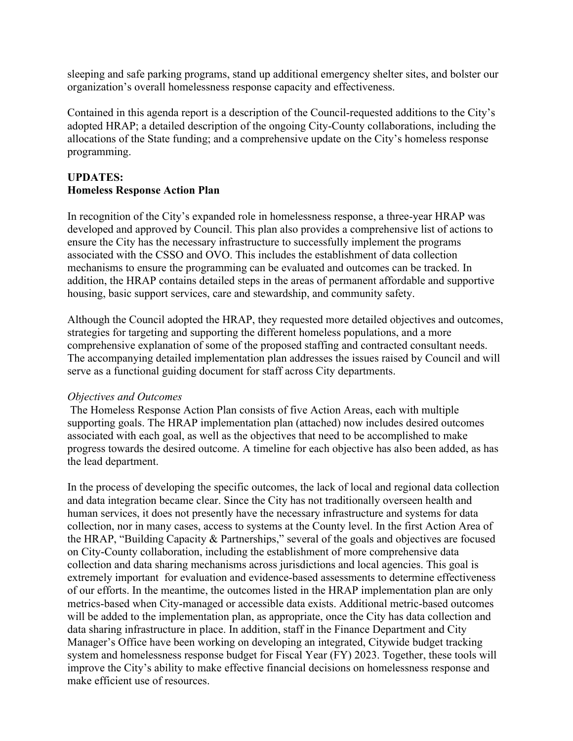sleeping and safe parking programs, stand up additional emergency shelter sites, and bolster our organization's overall homelessness response capacity and effectiveness.

Contained in this agenda report is a description of the Council-requested additions to the City's adopted HRAP; a detailed description of the ongoing City-County collaborations, including the allocations of the State funding; and a comprehensive update on the City's homeless response programming.

**UPDATES:**
**Homeless Response Action Plan**

In recognition of the City's expanded role in homelessness response, a three-year HRAP was developed and approved by Council. This plan also provides a comprehensive list of actions to ensure the City has the necessary infrastructure to successfully implement the programs associated with the CSSO and OVO. This includes the establishment of data collection mechanisms to ensure the programming can be evaluated and outcomes can be tracked. In addition, the HRAP contains detailed steps in the areas of permanent affordable and supportive housing, basic support services, care and stewardship, and community safety.

Although the Council adopted the HRAP, they requested more detailed objectives and outcomes, strategies for targeting and supporting the different homeless populations, and a more comprehensive explanation of some of the proposed staffing and contracted consultant needs. The accompanying detailed implementation plan addresses the issues raised by Council and will serve as a functional guiding document for staff across City departments.

*Objectives and Outcomes*

The Homeless Response Action Plan consists of five Action Areas, each with multiple supporting goals. The HRAP implementation plan (attached) now includes desired outcomes associated with each goal, as well as the objectives that need to be accomplished to make progress towards the desired outcome. A timeline for each objective has also been added, as has the lead department.

In the process of developing the specific outcomes, the lack of local and regional data collection and data integration became clear. Since the City has not traditionally overseen health and human services, it does not presently have the necessary infrastructure and systems for data collection, nor in many cases, access to systems at the County level. In the first Action Area of the HRAP, "Building Capacity & Partnerships," several of the goals and objectives are focused on City-County collaboration, including the establishment of more comprehensive data collection and data sharing mechanisms across jurisdictions and local agencies. This goal is extremely important for evaluation and evidence-based assessments to determine effectiveness of our efforts. In the meantime, the outcomes listed in the HRAP implementation plan are only metrics-based when City-managed or accessible data exists. Additional metric-based outcomes will be added to the implementation plan, as appropriate, once the City has data collection and data sharing infrastructure in place. In addition, staff in the Finance Department and City Manager's Office have been working on developing an integrated, Citywide budget tracking system and homelessness response budget for Fiscal Year (FY) 2023. Together, these tools will improve the City's ability to make effective financial decisions on homelessness response and make efficient use of resources.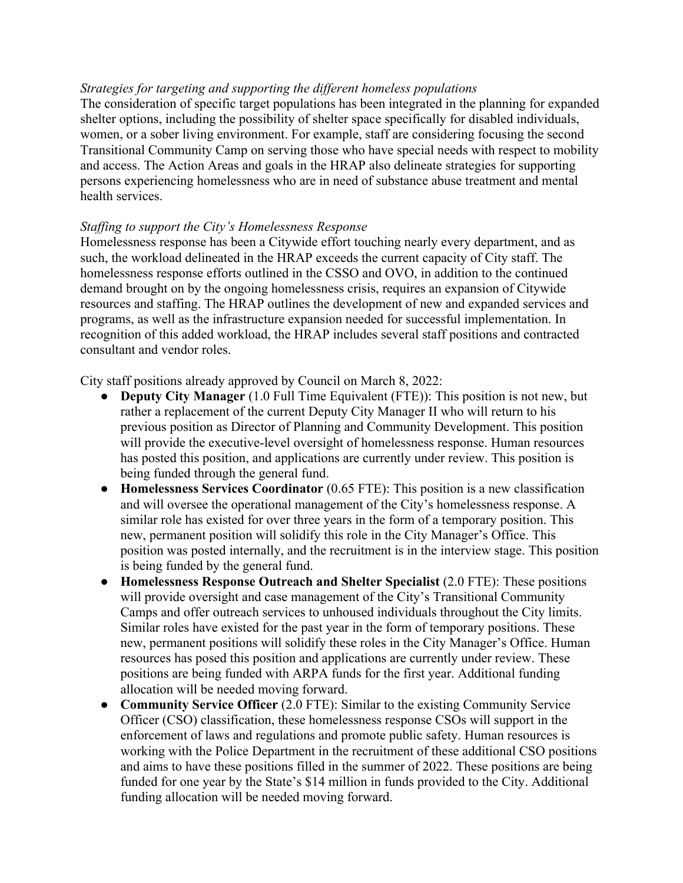*Strategies for targeting and supporting the different homeless populations*

The consideration of specific target populations has been integrated in the planning for expanded shelter options, including the possibility of shelter space specifically for disabled individuals, women, or a sober living environment. For example, staff are considering focusing the second Transitional Community Camp on serving those who have special needs with respect to mobility and access. The Action Areas and goals in the HRAP also delineate strategies for supporting persons experiencing homelessness who are in need of substance abuse treatment and mental health services.

*Staffing to support the City's Homelessness Response*

Homelessness response has been a Citywide effort touching nearly every department, and as such, the workload delineated in the HRAP exceeds the current capacity of City staff. The homelessness response efforts outlined in the CSSO and OVO, in addition to the continued demand brought on by the ongoing homelessness crisis, requires an expansion of Citywide resources and staffing. The HRAP outlines the development of new and expanded services and programs, as well as the infrastructure expansion needed for successful implementation. In recognition of this added workload, the HRAP includes several staff positions and contracted consultant and vendor roles.

City staff positions already approved by Council on March 8, 2022:

- **Deputy City Manager** (1.0 Full Time Equivalent (FTE)): This position is not new, but rather a replacement of the current Deputy City Manager II who will return to his previous position as Director of Planning and Community Development. This position will provide the executive-level oversight of homelessness response. Human resources has posted this position, and applications are currently under review. This position is being funded through the general fund.
- **Homelessness Services Coordinator** (0.65 FTE): This position is a new classification and will oversee the operational management of the City's homelessness response. A similar role has existed for over three years in the form of a temporary position. This new, permanent position will solidify this role in the City Manager's Office. This position was posted internally, and the recruitment is in the interview stage. This position is being funded by the general fund.
- **Homelessness Response Outreach and Shelter Specialist** (2.0 FTE): These positions will provide oversight and case management of the City's Transitional Community Camps and offer outreach services to unhoused individuals throughout the City limits. Similar roles have existed for the past year in the form of temporary positions. These new, permanent positions will solidify these roles in the City Manager's Office. Human resources has posed this position and applications are currently under review. These positions are being funded with ARPA funds for the first year. Additional funding allocation will be needed moving forward.
- **Community Service Officer** (2.0 FTE): Similar to the existing Community Service Officer (CSO) classification, these homelessness response CSOs will support in the enforcement of laws and regulations and promote public safety. Human resources is working with the Police Department in the recruitment of these additional CSO positions and aims to have these positions filled in the summer of 2022. These positions are being funded for one year by the State's $14 million in funds provided to the City. Additional funding allocation will be needed moving forward.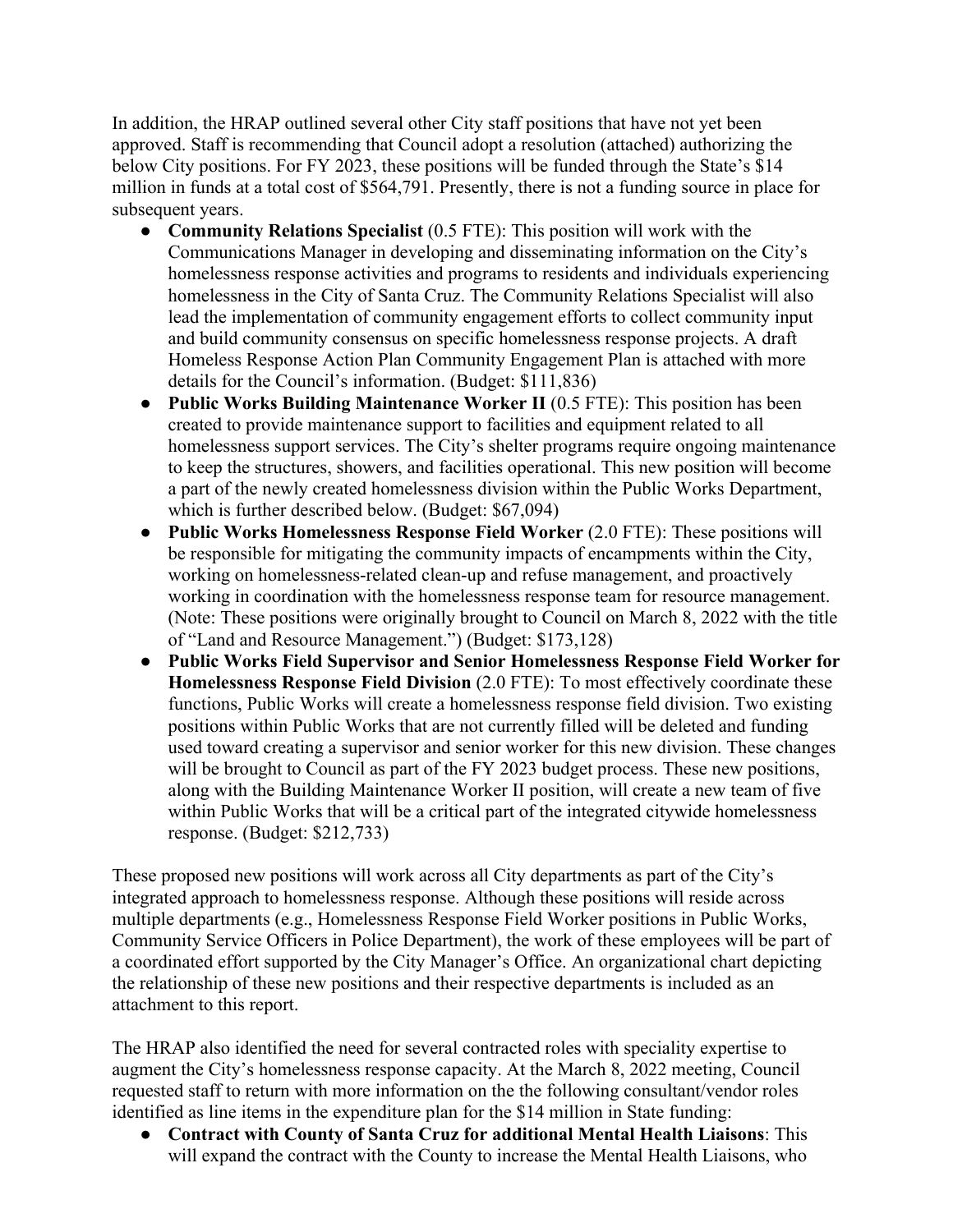In addition, the HRAP outlined several other City staff positions that have not yet been approved. Staff is recommending that Council adopt a resolution (attached) authorizing the below City positions. For FY 2023, these positions will be funded through the State's $14 million in funds at a total cost of $564,791. Presently, there is not a funding source in place for subsequent years.

- **Community Relations Specialist** (0.5 FTE): This position will work with the Communications Manager in developing and disseminating information on the City's homelessness response activities and programs to residents and individuals experiencing homelessness in the City of Santa Cruz. The Community Relations Specialist will also lead the implementation of community engagement efforts to collect community input and build community consensus on specific homelessness response projects. A draft Homeless Response Action Plan Community Engagement Plan is attached with more details for the Council's information. (Budget: $111,836)
- **Public Works Building Maintenance Worker II** (0.5 FTE): This position has been created to provide maintenance support to facilities and equipment related to all homelessness support services. The City's shelter programs require ongoing maintenance to keep the structures, showers, and facilities operational. This new position will become a part of the newly created homelessness division within the Public Works Department, which is further described below. (Budget: $67,094)
- **Public Works Homelessness Response Field Worker** (2.0 FTE): These positions will be responsible for mitigating the community impacts of encampments within the City, working on homelessness-related clean-up and refuse management, and proactively working in coordination with the homelessness response team for resource management. (Note: These positions were originally brought to Council on March 8, 2022 with the title of "Land and Resource Management.") (Budget: $173,128)
- **Public Works Field Supervisor and Senior Homelessness Response Field Worker for Homelessness Response Field Division** (2.0 FTE): To most effectively coordinate these functions, Public Works will create a homelessness response field division. Two existing positions within Public Works that are not currently filled will be deleted and funding used toward creating a supervisor and senior worker for this new division. These changes will be brought to Council as part of the FY 2023 budget process. These new positions, along with the Building Maintenance Worker II position, will create a new team of five within Public Works that will be a critical part of the integrated citywide homelessness response. (Budget: $212,733)

These proposed new positions will work across all City departments as part of the City's integrated approach to homelessness response. Although these positions will reside across multiple departments (e.g., Homelessness Response Field Worker positions in Public Works, Community Service Officers in Police Department), the work of these employees will be part of a coordinated effort supported by the City Manager's Office. An organizational chart depicting the relationship of these new positions and their respective departments is included as an attachment to this report.

The HRAP also identified the need for several contracted roles with speciality expertise to augment the City's homelessness response capacity. At the March 8, 2022 meeting, Council requested staff to return with more information on the the following consultant/vendor roles identified as line items in the expenditure plan for the $14 million in State funding:

- **Contract with County of Santa Cruz for additional Mental Health Liaisons**: This will expand the contract with the County to increase the Mental Health Liaisons, who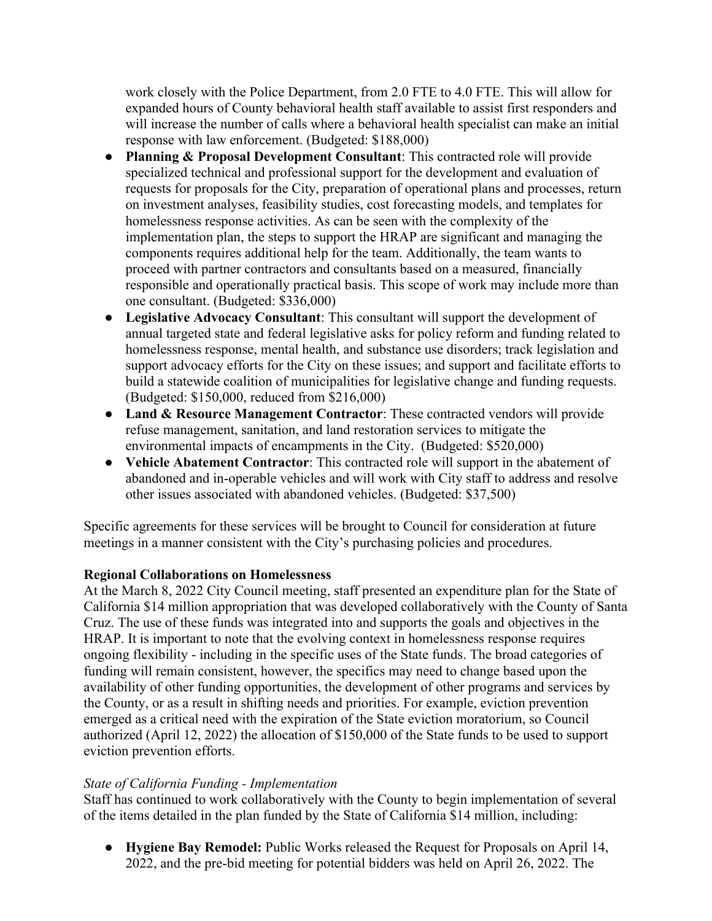work closely with the Police Department, from 2.0 FTE to 4.0 FTE. This will allow for expanded hours of County behavioral health staff available to assist first responders and will increase the number of calls where a behavioral health specialist can make an initial response with law enforcement. (Budgeted: $188,000)

- **Planning & Proposal Development Consultant**: This contracted role will provide specialized technical and professional support for the development and evaluation of requests for proposals for the City, preparation of operational plans and processes, return on investment analyses, feasibility studies, cost forecasting models, and templates for homelessness response activities. As can be seen with the complexity of the implementation plan, the steps to support the HRAP are significant and managing the components requires additional help for the team. Additionally, the team wants to proceed with partner contractors and consultants based on a measured, financially responsible and operationally practical basis. This scope of work may include more than one consultant. (Budgeted: $336,000)
- **Legislative Advocacy Consultant**: This consultant will support the development of annual targeted state and federal legislative asks for policy reform and funding related to homelessness response, mental health, and substance use disorders; track legislation and support advocacy efforts for the City on these issues; and support and facilitate efforts to build a statewide coalition of municipalities for legislative change and funding requests. (Budgeted: $150,000, reduced from $216,000)
- **Land & Resource Management Contractor**: These contracted vendors will provide refuse management, sanitation, and land restoration services to mitigate the environmental impacts of encampments in the City. (Budgeted: $520,000)
- **Vehicle Abatement Contractor**: This contracted role will support in the abatement of abandoned and in-operable vehicles and will work with City staff to address and resolve other issues associated with abandoned vehicles. (Budgeted: $37,500)

Specific agreements for these services will be brought to Council for consideration at future meetings in a manner consistent with the City's purchasing policies and procedures.

**Regional Collaborations on Homelessness**

At the March 8, 2022 City Council meeting, staff presented an expenditure plan for the State of California $14 million appropriation that was developed collaboratively with the County of Santa Cruz. The use of these funds was integrated into and supports the goals and objectives in the HRAP. It is important to note that the evolving context in homelessness response requires ongoing flexibility - including in the specific uses of the State funds. The broad categories of funding will remain consistent, however, the specifics may need to change based upon the availability of other funding opportunities, the development of other programs and services by the County, or as a result in shifting needs and priorities. For example, eviction prevention emerged as a critical need with the expiration of the State eviction moratorium, so Council authorized (April 12, 2022) the allocation of $150,000 of the State funds to be used to support eviction prevention efforts.

*State of California Funding - Implementation*

Staff has continued to work collaboratively with the County to begin implementation of several of the items detailed in the plan funded by the State of California $14 million, including:

- **Hygiene Bay Remodel:** Public Works released the Request for Proposals on April 14, 2022, and the pre-bid meeting for potential bidders was held on April 26, 2022. The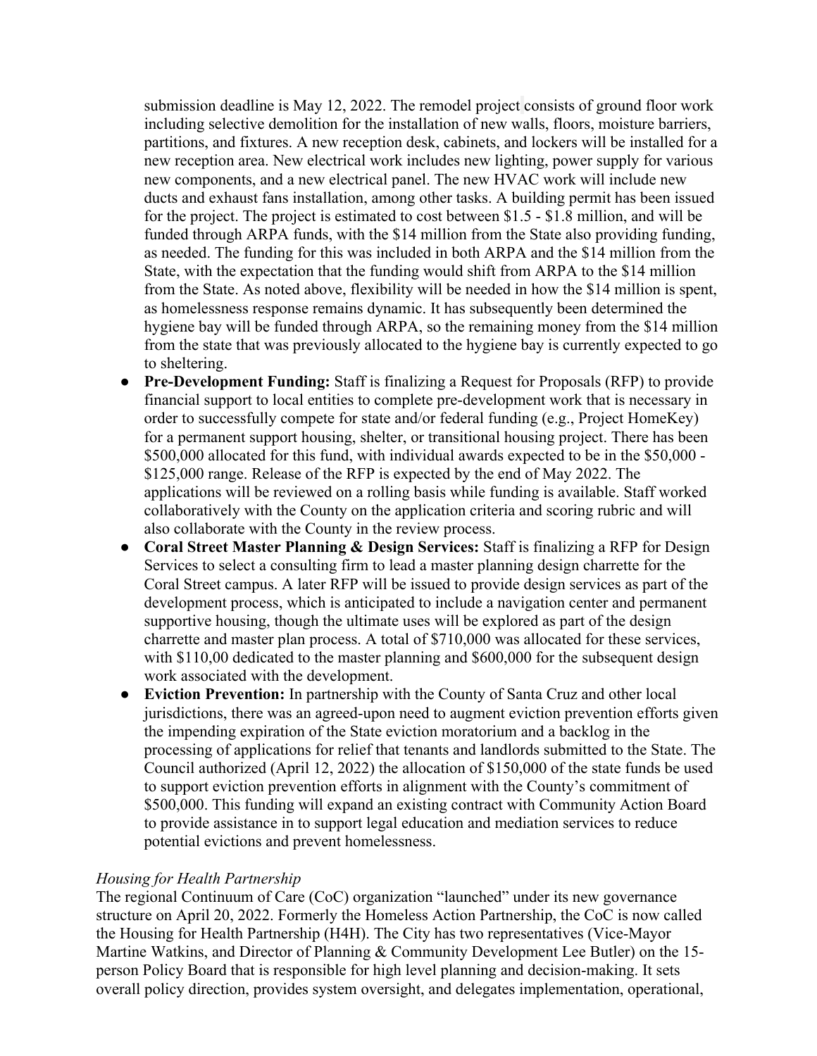submission deadline is May 12, 2022. The remodel project consists of ground floor work including selective demolition for the installation of new walls, floors, moisture barriers, partitions, and fixtures. A new reception desk, cabinets, and lockers will be installed for a new reception area. New electrical work includes new lighting, power supply for various new components, and a new electrical panel. The new HVAC work will include new ducts and exhaust fans installation, among other tasks. A building permit has been issued for the project. The project is estimated to cost between $1.5 - $1.8 million, and will be funded through ARPA funds, with the $14 million from the State also providing funding, as needed. The funding for this was included in both ARPA and the $14 million from the State, with the expectation that the funding would shift from ARPA to the $14 million from the State. As noted above, flexibility will be needed in how the $14 million is spent, as homelessness response remains dynamic. It has subsequently been determined the hygiene bay will be funded through ARPA, so the remaining money from the $14 million from the state that was previously allocated to the hygiene bay is currently expected to go to sheltering.

- **Pre-Development Funding:** Staff is finalizing a Request for Proposals (RFP) to provide financial support to local entities to complete pre-development work that is necessary in order to successfully compete for state and/or federal funding (e.g., Project HomeKey) for a permanent support housing, shelter, or transitional housing project. There has been $500,000 allocated for this fund, with individual awards expected to be in the $50,000 - $125,000 range. Release of the RFP is expected by the end of May 2022. The applications will be reviewed on a rolling basis while funding is available. Staff worked collaboratively with the County on the application criteria and scoring rubric and will also collaborate with the County in the review process.
- **Coral Street Master Planning & Design Services:** Staff is finalizing a RFP for Design Services to select a consulting firm to lead a master planning design charrette for the Coral Street campus. A later RFP will be issued to provide design services as part of the development process, which is anticipated to include a navigation center and permanent supportive housing, though the ultimate uses will be explored as part of the design charrette and master plan process. A total of $710,000 was allocated for these services, with $110,00 dedicated to the master planning and $600,000 for the subsequent design work associated with the development.
- **Eviction Prevention:** In partnership with the County of Santa Cruz and other local jurisdictions, there was an agreed-upon need to augment eviction prevention efforts given the impending expiration of the State eviction moratorium and a backlog in the processing of applications for relief that tenants and landlords submitted to the State. The Council authorized (April 12, 2022) the allocation of $150,000 of the state funds be used to support eviction prevention efforts in alignment with the County's commitment of $500,000. This funding will expand an existing contract with Community Action Board to provide assistance in to support legal education and mediation services to reduce potential evictions and prevent homelessness.

*Housing for Health Partnership*

The regional Continuum of Care (CoC) organization "launched" under its new governance structure on April 20, 2022. Formerly the Homeless Action Partnership, the CoC is now called the Housing for Health Partnership (H4H). The City has two representatives (Vice-Mayor Martine Watkins, and Director of Planning & Community Development Lee Butler) on the 15-person Policy Board that is responsible for high level planning and decision-making. It sets overall policy direction, provides system oversight, and delegates implementation, operational,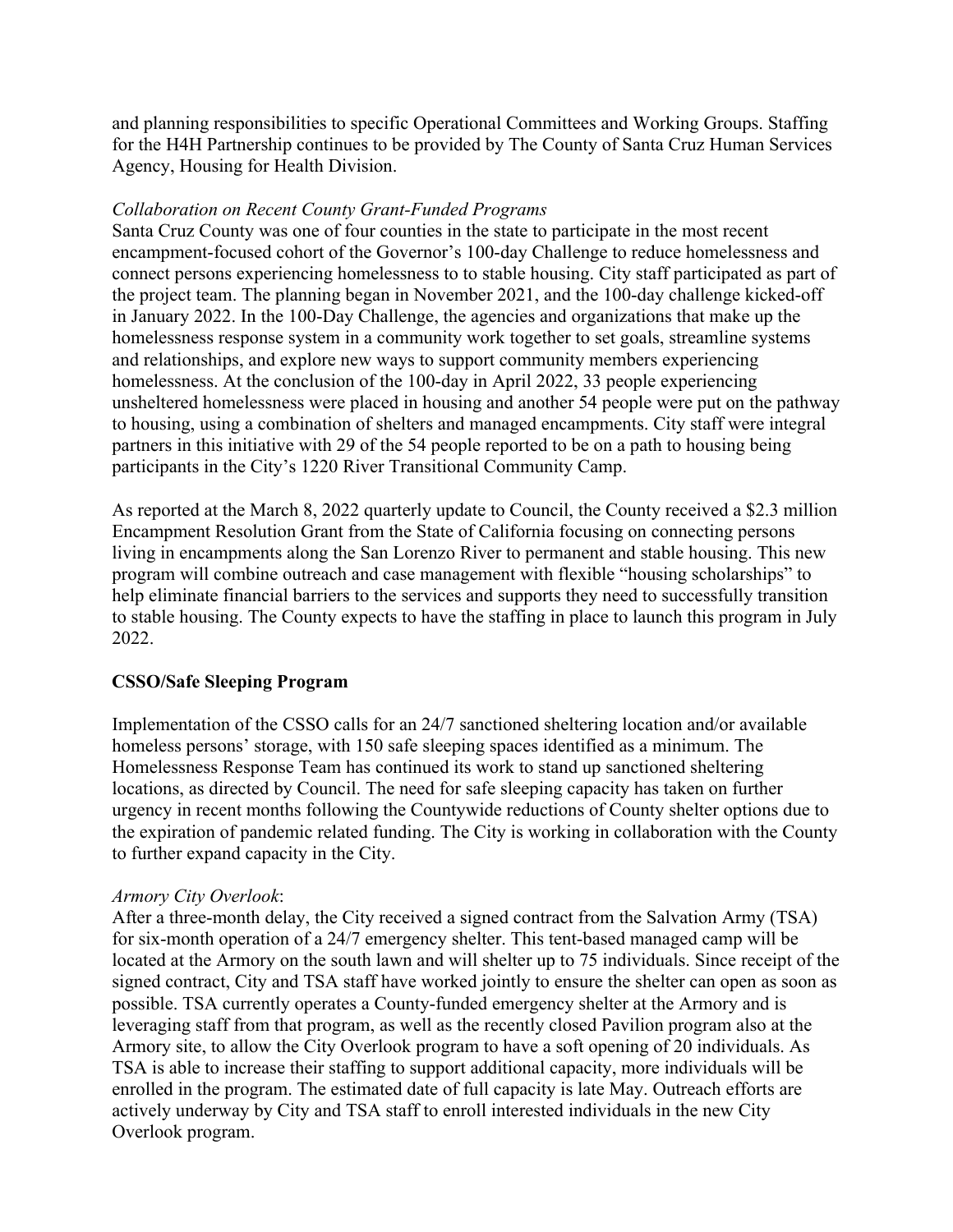and planning responsibilities to specific Operational Committees and Working Groups. Staffing for the H4H Partnership continues to be provided by The County of Santa Cruz Human Services Agency, Housing for Health Division.

*Collaboration on Recent County Grant-Funded Programs*

Santa Cruz County was one of four counties in the state to participate in the most recent encampment-focused cohort of the Governor's 100-day Challenge to reduce homelessness and connect persons experiencing homelessness to to stable housing. City staff participated as part of the project team. The planning began in November 2021, and the 100-day challenge kicked-off in January 2022. In the 100-Day Challenge, the agencies and organizations that make up the homelessness response system in a community work together to set goals, streamline systems and relationships, and explore new ways to support community members experiencing homelessness. At the conclusion of the 100-day in April 2022, 33 people experiencing unsheltered homelessness were placed in housing and another 54 people were put on the pathway to housing, using a combination of shelters and managed encampments. City staff were integral partners in this initiative with 29 of the 54 people reported to be on a path to housing being participants in the City's 1220 River Transitional Community Camp.

As reported at the March 8, 2022 quarterly update to Council, the County received a $2.3 million Encampment Resolution Grant from the State of California focusing on connecting persons living in encampments along the San Lorenzo River to permanent and stable housing. This new program will combine outreach and case management with flexible "housing scholarships" to help eliminate financial barriers to the services and supports they need to successfully transition to stable housing. The County expects to have the staffing in place to launch this program in July 2022.

**CSSO/Safe Sleeping Program**

Implementation of the CSSO calls for an 24/7 sanctioned sheltering location and/or available homeless persons' storage, with 150 safe sleeping spaces identified as a minimum. The Homelessness Response Team has continued its work to stand up sanctioned sheltering locations, as directed by Council. The need for safe sleeping capacity has taken on further urgency in recent months following the Countywide reductions of County shelter options due to the expiration of pandemic related funding. The City is working in collaboration with the County to further expand capacity in the City.

*Armory City Overlook*:

After a three-month delay, the City received a signed contract from the Salvation Army (TSA) for six-month operation of a 24/7 emergency shelter. This tent-based managed camp will be located at the Armory on the south lawn and will shelter up to 75 individuals. Since receipt of the signed contract, City and TSA staff have worked jointly to ensure the shelter can open as soon as possible. TSA currently operates a County-funded emergency shelter at the Armory and is leveraging staff from that program, as well as the recently closed Pavilion program also at the Armory site, to allow the City Overlook program to have a soft opening of 20 individuals. As TSA is able to increase their staffing to support additional capacity, more individuals will be enrolled in the program. The estimated date of full capacity is late May. Outreach efforts are actively underway by City and TSA staff to enroll interested individuals in the new City Overlook program.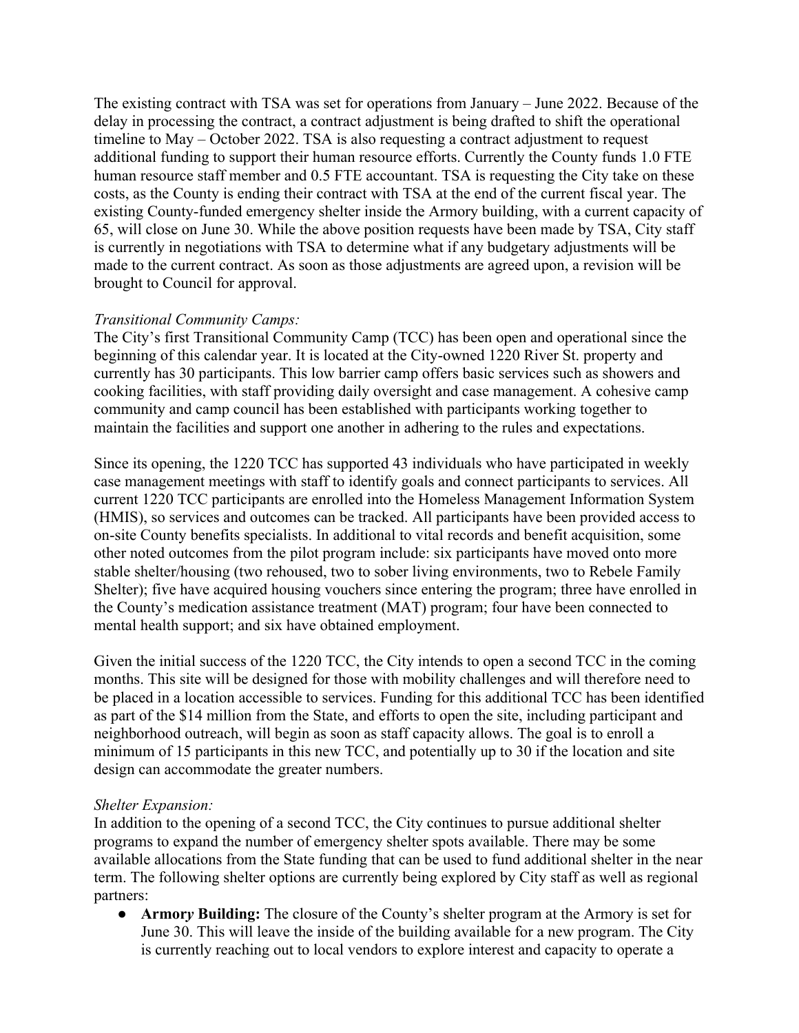The existing contract with TSA was set for operations from January – June 2022. Because of the delay in processing the contract, a contract adjustment is being drafted to shift the operational timeline to May – October 2022. TSA is also requesting a contract adjustment to request additional funding to support their human resource efforts. Currently the County funds 1.0 FTE human resource staff member and 0.5 FTE accountant. TSA is requesting the City take on these costs, as the County is ending their contract with TSA at the end of the current fiscal year. The existing County-funded emergency shelter inside the Armory building, with a current capacity of 65, will close on June 30. While the above position requests have been made by TSA, City staff is currently in negotiations with TSA to determine what if any budgetary adjustments will be made to the current contract. As soon as those adjustments are agreed upon, a revision will be brought to Council for approval.

*Transitional Community Camps:*

The City's first Transitional Community Camp (TCC) has been open and operational since the beginning of this calendar year. It is located at the City-owned 1220 River St. property and currently has 30 participants. This low barrier camp offers basic services such as showers and cooking facilities, with staff providing daily oversight and case management. A cohesive camp community and camp council has been established with participants working together to maintain the facilities and support one another in adhering to the rules and expectations.

Since its opening, the 1220 TCC has supported 43 individuals who have participated in weekly case management meetings with staff to identify goals and connect participants to services. All current 1220 TCC participants are enrolled into the Homeless Management Information System (HMIS), so services and outcomes can be tracked. All participants have been provided access to on-site County benefits specialists. In additional to vital records and benefit acquisition, some other noted outcomes from the pilot program include: six participants have moved onto more stable shelter/housing (two rehoused, two to sober living environments, two to Rebele Family Shelter); five have acquired housing vouchers since entering the program; three have enrolled in the County's medication assistance treatment (MAT) program; four have been connected to mental health support; and six have obtained employment.

Given the initial success of the 1220 TCC, the City intends to open a second TCC in the coming months. This site will be designed for those with mobility challenges and will therefore need to be placed in a location accessible to services. Funding for this additional TCC has been identified as part of the $14 million from the State, and efforts to open the site, including participant and neighborhood outreach, will begin as soon as staff capacity allows. The goal is to enroll a minimum of 15 participants in this new TCC, and potentially up to 30 if the location and site design can accommodate the greater numbers.

*Shelter Expansion:*

In addition to the opening of a second TCC, the City continues to pursue additional shelter programs to expand the number of emergency shelter spots available. There may be some available allocations from the State funding that can be used to fund additional shelter in the near term. The following shelter options are currently being explored by City staff as well as regional partners:

- **Armory Building:** The closure of the County's shelter program at the Armory is set for June 30. This will leave the inside of the building available for a new program. The City is currently reaching out to local vendors to explore interest and capacity to operate a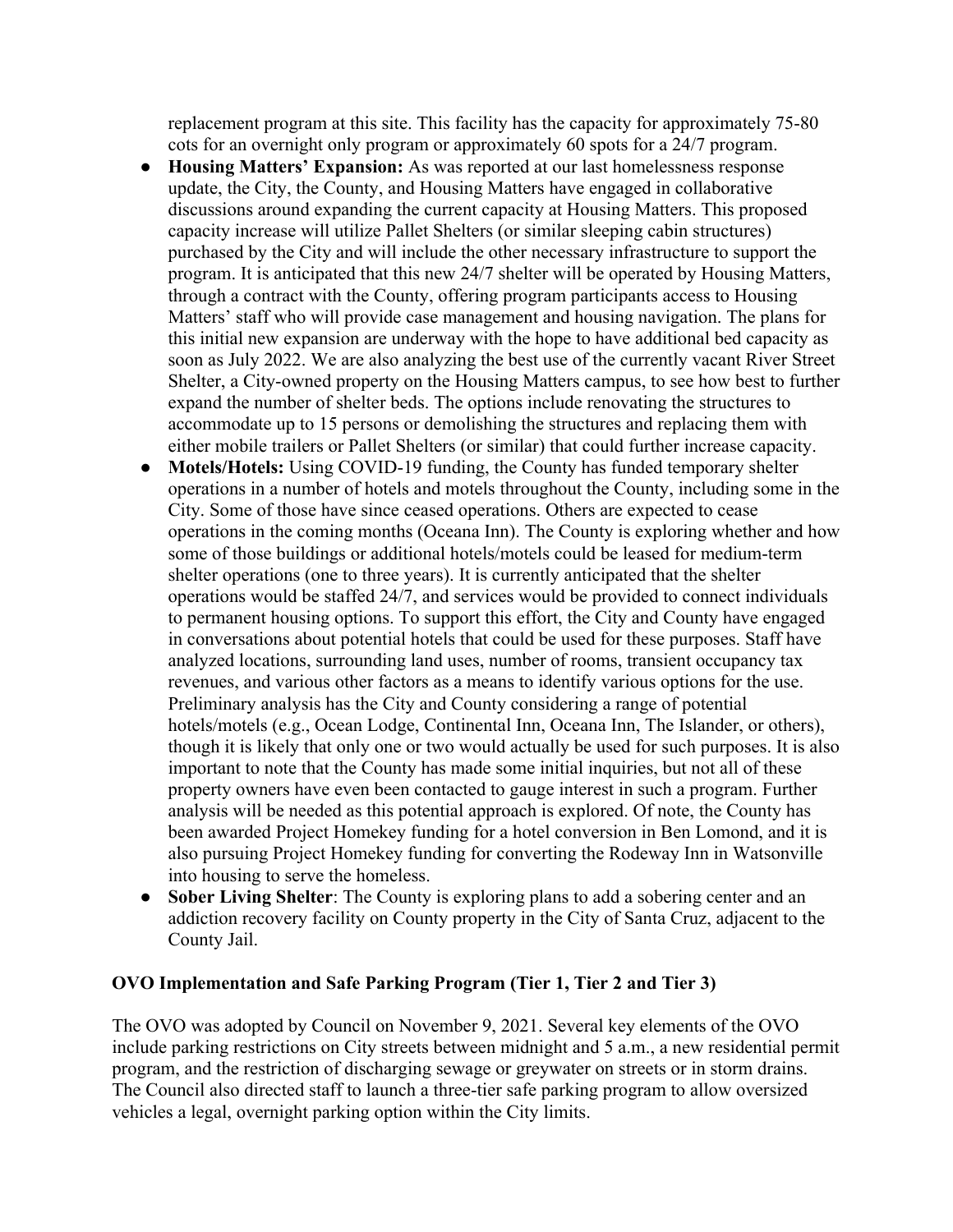replacement program at this site. This facility has the capacity for approximately 75-80 cots for an overnight only program or approximately 60 spots for a 24/7 program.

- **Housing Matters' Expansion:** As was reported at our last homelessness response update, the City, the County, and Housing Matters have engaged in collaborative discussions around expanding the current capacity at Housing Matters. This proposed capacity increase will utilize Pallet Shelters (or similar sleeping cabin structures) purchased by the City and will include the other necessary infrastructure to support the program. It is anticipated that this new 24/7 shelter will be operated by Housing Matters, through a contract with the County, offering program participants access to Housing Matters' staff who will provide case management and housing navigation. The plans for this initial new expansion are underway with the hope to have additional bed capacity as soon as July 2022. We are also analyzing the best use of the currently vacant River Street Shelter, a City-owned property on the Housing Matters campus, to see how best to further expand the number of shelter beds. The options include renovating the structures to accommodate up to 15 persons or demolishing the structures and replacing them with either mobile trailers or Pallet Shelters (or similar) that could further increase capacity.
- **Motels/Hotels:** Using COVID-19 funding, the County has funded temporary shelter operations in a number of hotels and motels throughout the County, including some in the City. Some of those have since ceased operations. Others are expected to cease operations in the coming months (Oceana Inn). The County is exploring whether and how some of those buildings or additional hotels/motels could be leased for medium-term shelter operations (one to three years). It is currently anticipated that the shelter operations would be staffed 24/7, and services would be provided to connect individuals to permanent housing options. To support this effort, the City and County have engaged in conversations about potential hotels that could be used for these purposes. Staff have analyzed locations, surrounding land uses, number of rooms, transient occupancy tax revenues, and various other factors as a means to identify various options for the use. Preliminary analysis has the City and County considering a range of potential hotels/motels (e.g., Ocean Lodge, Continental Inn, Oceana Inn, The Islander, or others), though it is likely that only one or two would actually be used for such purposes. It is also important to note that the County has made some initial inquiries, but not all of these property owners have even been contacted to gauge interest in such a program. Further analysis will be needed as this potential approach is explored. Of note, the County has been awarded Project Homekey funding for a hotel conversion in Ben Lomond, and it is also pursuing Project Homekey funding for converting the Rodeway Inn in Watsonville into housing to serve the homeless.
- **Sober Living Shelter**: The County is exploring plans to add a sobering center and an addiction recovery facility on County property in the City of Santa Cruz, adjacent to the County Jail.

**OVO Implementation and Safe Parking Program (Tier 1, Tier 2 and Tier 3)**

The OVO was adopted by Council on November 9, 2021. Several key elements of the OVO include parking restrictions on City streets between midnight and 5 a.m., a new residential permit program, and the restriction of discharging sewage or greywater on streets or in storm drains. The Council also directed staff to launch a three-tier safe parking program to allow oversized vehicles a legal, overnight parking option within the City limits.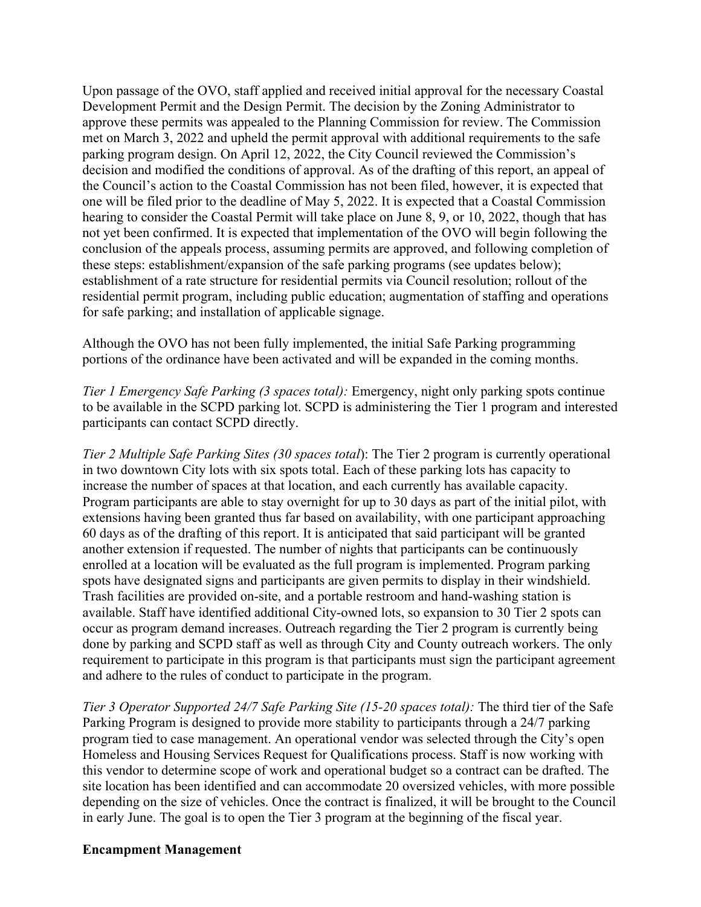Upon passage of the OVO, staff applied and received initial approval for the necessary Coastal Development Permit and the Design Permit. The decision by the Zoning Administrator to approve these permits was appealed to the Planning Commission for review. The Commission met on March 3, 2022 and upheld the permit approval with additional requirements to the safe parking program design. On April 12, 2022, the City Council reviewed the Commission's decision and modified the conditions of approval. As of the drafting of this report, an appeal of the Council's action to the Coastal Commission has not been filed, however, it is expected that one will be filed prior to the deadline of May 5, 2022. It is expected that a Coastal Commission hearing to consider the Coastal Permit will take place on June 8, 9, or 10, 2022, though that has not yet been confirmed. It is expected that implementation of the OVO will begin following the conclusion of the appeals process, assuming permits are approved, and following completion of these steps: establishment/expansion of the safe parking programs (see updates below); establishment of a rate structure for residential permits via Council resolution; rollout of the residential permit program, including public education; augmentation of staffing and operations for safe parking; and installation of applicable signage.

Although the OVO has not been fully implemented, the initial Safe Parking programming portions of the ordinance have been activated and will be expanded in the coming months.

*Tier 1 Emergency Safe Parking (3 spaces total):* Emergency, night only parking spots continue to be available in the SCPD parking lot. SCPD is administering the Tier 1 program and interested participants can contact SCPD directly.

*Tier 2 Multiple Safe Parking Sites (30 spaces total*): The Tier 2 program is currently operational in two downtown City lots with six spots total. Each of these parking lots has capacity to increase the number of spaces at that location, and each currently has available capacity. Program participants are able to stay overnight for up to 30 days as part of the initial pilot, with extensions having been granted thus far based on availability, with one participant approaching 60 days as of the drafting of this report. It is anticipated that said participant will be granted another extension if requested. The number of nights that participants can be continuously enrolled at a location will be evaluated as the full program is implemented. Program parking spots have designated signs and participants are given permits to display in their windshield. Trash facilities are provided on-site, and a portable restroom and hand-washing station is available. Staff have identified additional City-owned lots, so expansion to 30 Tier 2 spots can occur as program demand increases. Outreach regarding the Tier 2 program is currently being done by parking and SCPD staff as well as through City and County outreach workers. The only requirement to participate in this program is that participants must sign the participant agreement and adhere to the rules of conduct to participate in the program.

*Tier 3 Operator Supported 24/7 Safe Parking Site (15-20 spaces total):* The third tier of the Safe Parking Program is designed to provide more stability to participants through a 24/7 parking program tied to case management. An operational vendor was selected through the City's open Homeless and Housing Services Request for Qualifications process. Staff is now working with this vendor to determine scope of work and operational budget so a contract can be drafted. The site location has been identified and can accommodate 20 oversized vehicles, with more possible depending on the size of vehicles. Once the contract is finalized, it will be brought to the Council in early June. The goal is to open the Tier 3 program at the beginning of the fiscal year.

**Encampment Management**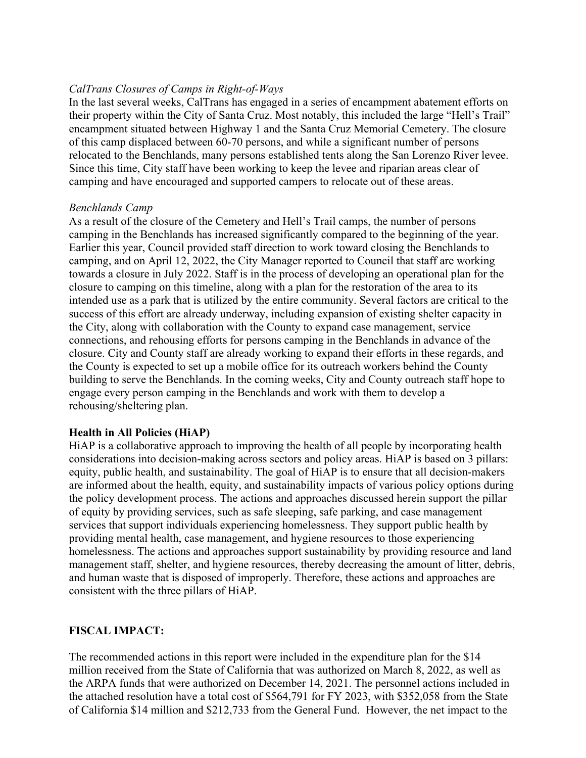*CalTrans Closures of Camps in Right-of-Ways*

In the last several weeks, CalTrans has engaged in a series of encampment abatement efforts on their property within the City of Santa Cruz. Most notably, this included the large "Hell's Trail" encampment situated between Highway 1 and the Santa Cruz Memorial Cemetery. The closure of this camp displaced between 60-70 persons, and while a significant number of persons relocated to the Benchlands, many persons established tents along the San Lorenzo River levee. Since this time, City staff have been working to keep the levee and riparian areas clear of camping and have encouraged and supported campers to relocate out of these areas.

*Benchlands Camp*

As a result of the closure of the Cemetery and Hell's Trail camps, the number of persons camping in the Benchlands has increased significantly compared to the beginning of the year. Earlier this year, Council provided staff direction to work toward closing the Benchlands to camping, and on April 12, 2022, the City Manager reported to Council that staff are working towards a closure in July 2022. Staff is in the process of developing an operational plan for the closure to camping on this timeline, along with a plan for the restoration of the area to its intended use as a park that is utilized by the entire community. Several factors are critical to the success of this effort are already underway, including expansion of existing shelter capacity in the City, along with collaboration with the County to expand case management, service connections, and rehousing efforts for persons camping in the Benchlands in advance of the closure. City and County staff are already working to expand their efforts in these regards, and the County is expected to set up a mobile office for its outreach workers behind the County building to serve the Benchlands. In the coming weeks, City and County outreach staff hope to engage every person camping in the Benchlands and work with them to develop a rehousing/sheltering plan.

**Health in All Policies (HiAP)**

HiAP is a collaborative approach to improving the health of all people by incorporating health considerations into decision-making across sectors and policy areas. HiAP is based on 3 pillars: equity, public health, and sustainability. The goal of HiAP is to ensure that all decision-makers are informed about the health, equity, and sustainability impacts of various policy options during the policy development process. The actions and approaches discussed herein support the pillar of equity by providing services, such as safe sleeping, safe parking, and case management services that support individuals experiencing homelessness. They support public health by providing mental health, case management, and hygiene resources to those experiencing homelessness. The actions and approaches support sustainability by providing resource and land management staff, shelter, and hygiene resources, thereby decreasing the amount of litter, debris, and human waste that is disposed of improperly. Therefore, these actions and approaches are consistent with the three pillars of HiAP.

**FISCAL IMPACT:**

The recommended actions in this report were included in the expenditure plan for the $14 million received from the State of California that was authorized on March 8, 2022, as well as the ARPA funds that were authorized on December 14, 2021. The personnel actions included in the attached resolution have a total cost of $564,791 for FY 2023, with $352,058 from the State of California $14 million and $212,733 from the General Fund. However, the net impact to the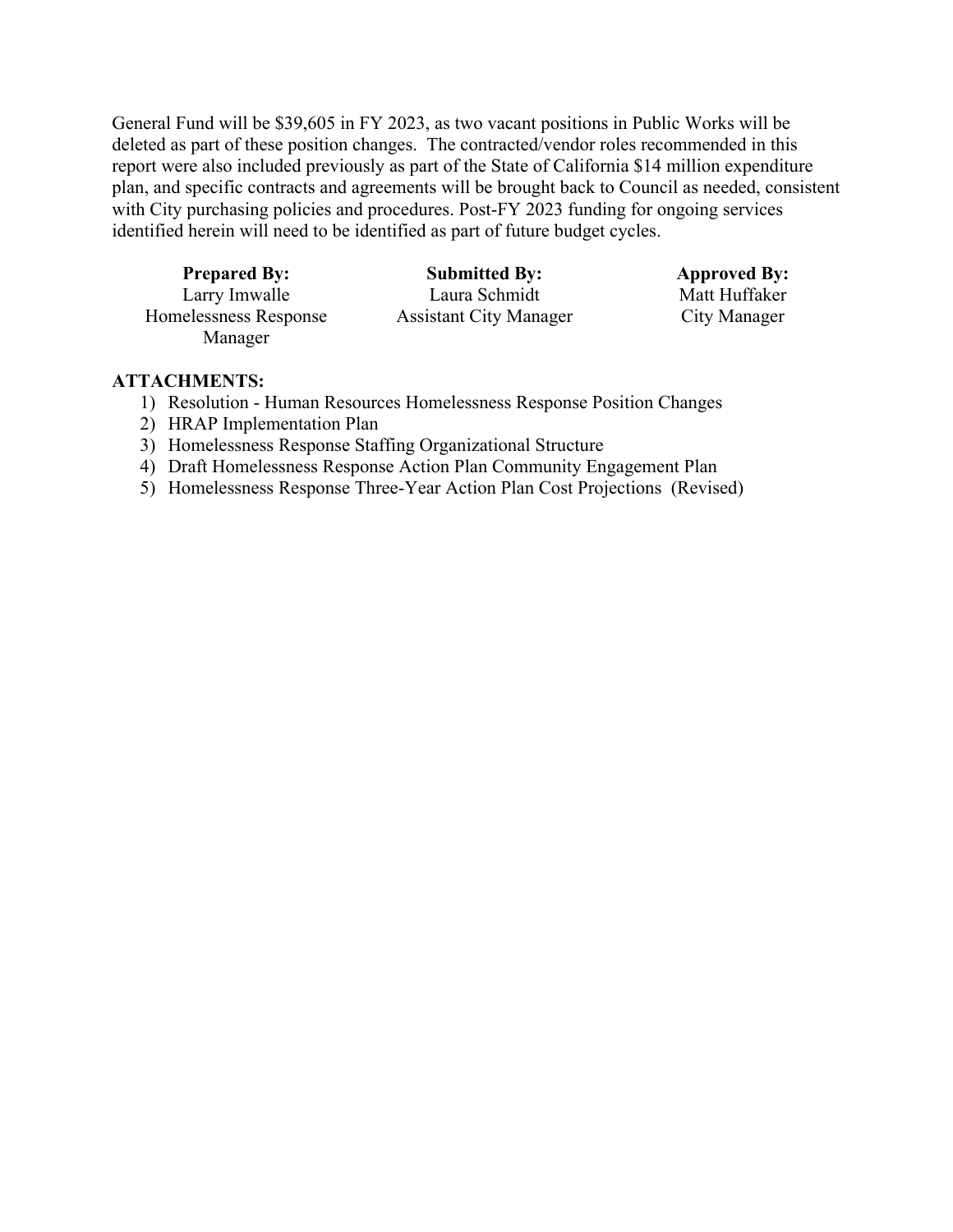General Fund will be $39,605 in FY 2023, as two vacant positions in Public Works will be deleted as part of these position changes. The contracted/vendor roles recommended in this report were also included previously as part of the State of California $14 million expenditure plan, and specific contracts and agreements will be brought back to Council as needed, consistent with City purchasing policies and procedures. Post-FY 2023 funding for ongoing services identified herein will need to be identified as part of future budget cycles.

| **Prepared By:** | **Submitted By:** | **Approved By:** |
| --- | --- | --- |
| Larry Imwalle<br>Homelessness Response Manager | Laura Schmidt<br>Assistant City Manager | Matt Huffaker<br>City Manager |

**ATTACHMENTS:**

1) Resolution - Human Resources Homelessness Response Position Changes
2) HRAP Implementation Plan
3) Homelessness Response Staffing Organizational Structure
4) Draft Homelessness Response Action Plan Community Engagement Plan
5) Homelessness Response Three-Year Action Plan Cost Projections (Revised)